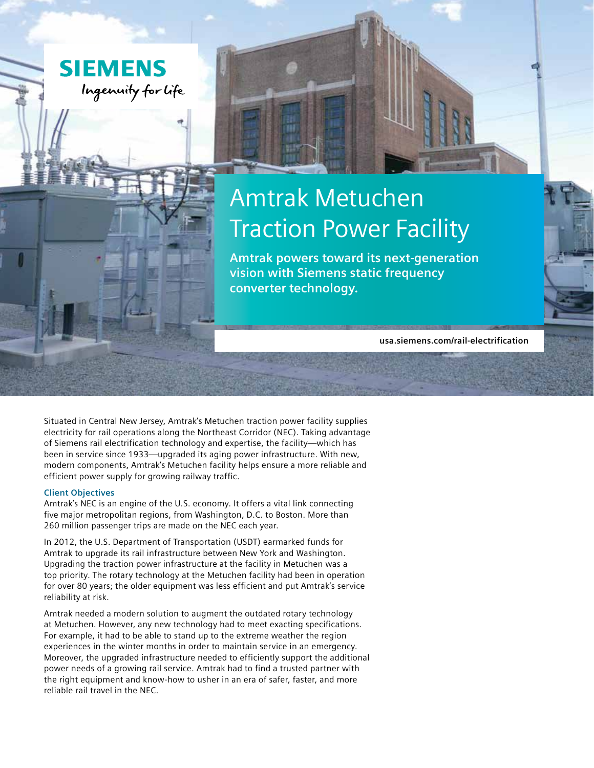SIEMENS

*Ingenuity for life*

# Amtrak Metuchen Traction Power Facility

**Amtrak powers toward its next-generation vision with Siemens static frequency converter technology.**

**usa.siemens.com/rail-electrification**

Situated in Central New Jersey, Amtrak's Metuchen traction power facility supplies electricity for rail operations along the Northeast Corridor (NEC). Taking advantage of Siemens rail electrification technology and expertise, the facility—which has been in service since 1933—upgraded its aging power infrastructure. With new, modern components, Amtrak's Metuchen facility helps ensure a more reliable and efficient power supply for growing railway traffic.

### Client Objectives

Amtrak's NEC is an engine of the U.S. economy. It offers a vital link connecting five major metropolitan regions, from Washington, D.C. to Boston. More than 260 million passenger trips are made on the NEC each year.

In 2012, the U.S. Department of Transportation (USDT) earmarked funds for Amtrak to upgrade its rail infrastructure between New York and Washington. Upgrading the traction power infrastructure at the facility in Metuchen was a top priority. The rotary technology at the Metuchen facility had been in operation for over 80 years; the older equipment was less efficient and put Amtrak's service reliability at risk.

Amtrak needed a modern solution to augment the outdated rotary technology at Metuchen. However, any new technology had to meet exacting specifications. For example, it had to be able to stand up to the extreme weather the region experiences in the winter months in order to maintain service in an emergency. Moreover, the upgraded infrastructure needed to efficiently support the additional power needs of a growing rail service. Amtrak had to find a trusted partner with the right equipment and know-how to usher in an era of safer, faster, and more reliable rail travel in the NEC.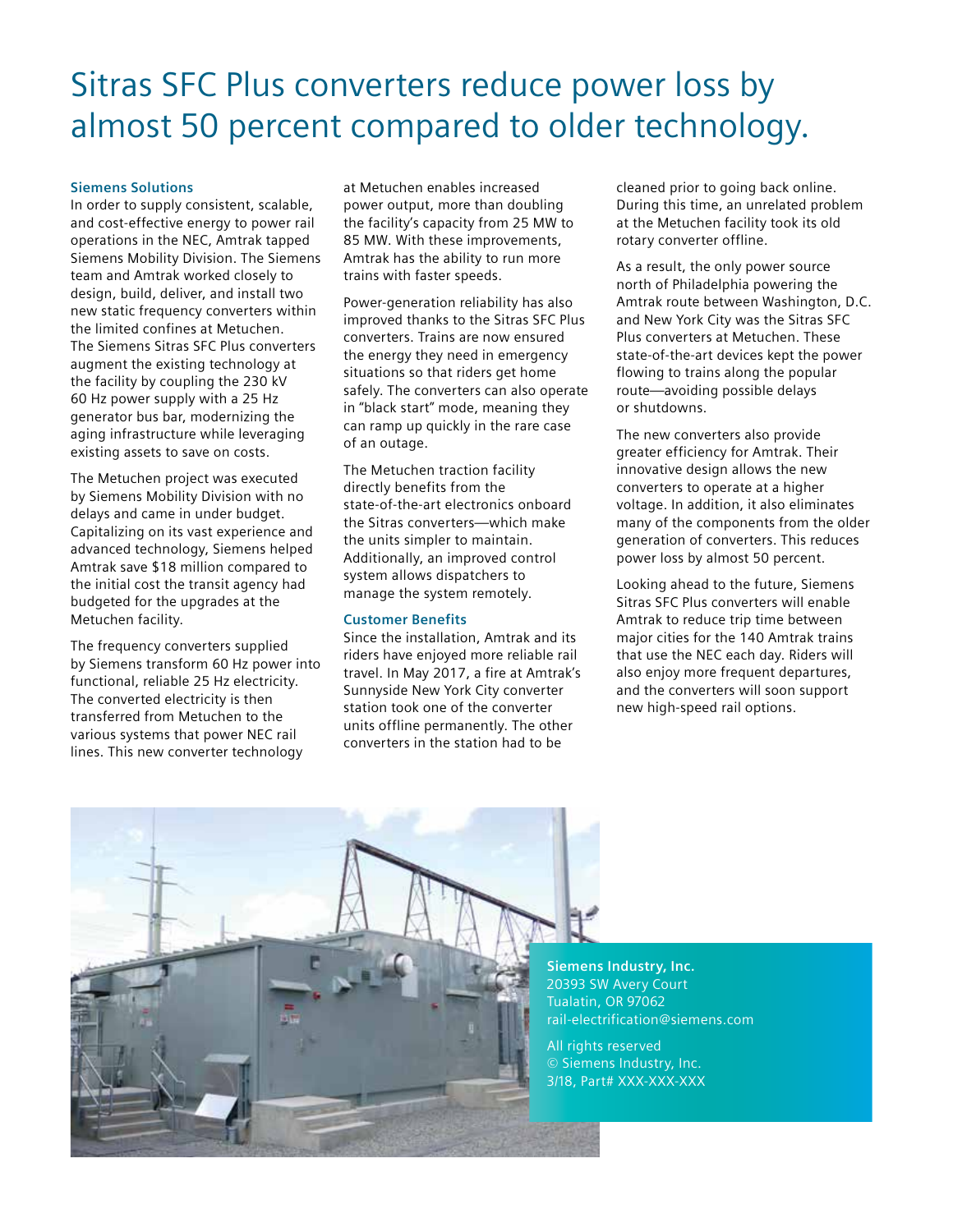# Sitras SFC Plus converters reduce power loss by almost 50 percent compared to older technology.

## Siemens Solutions

In order to supply consistent, scalable, and cost-effective energy to power rail operations in the NEC, Amtrak tapped Siemens Mobility Division. The Siemens team and Amtrak worked closely to design, build, deliver, and install two new static frequency converters within the limited confines at Metuchen. The Siemens Sitras SFC Plus converters augment the existing technology at the facility by coupling the 230 kV 60 Hz power supply with a 25 Hz generator bus bar, modernizing the aging infrastructure while leveraging existing assets to save on costs.

The Metuchen project was executed by Siemens Mobility Division with no delays and came in under budget. Capitalizing on its vast experience and advanced technology, Siemens helped Amtrak save $18 million compared to the initial cost the transit agency had budgeted for the upgrades at the Metuchen facility.

The frequency converters supplied by Siemens transform 60 Hz power into functional, reliable 25 Hz electricity. The converted electricity is then transferred from Metuchen to the various systems that power NEC rail lines. This new converter technology at Metuchen enables increased power output, more than doubling the facility's capacity from 25 MW to 85 MW. With these improvements, Amtrak has the ability to run more trains with faster speeds.

Power-generation reliability has also improved thanks to the Sitras SFC Plus converters. Trains are now ensured the energy they need in emergency situations so that riders get home safely. The converters can also operate in "black start" mode, meaning they can ramp up quickly in the rare case of an outage.

The Metuchen traction facility directly benefits from the state-of-the-art electronics onboard the Sitras converters—which make the units simpler to maintain. Additionally, an improved control system allows dispatchers to manage the system remotely.

## Customer Benefits

Since the installation, Amtrak and its riders have enjoyed more reliable rail travel. In May 2017, a fire at Amtrak's Sunnyside New York City converter station took one of the converter units offline permanently. The other converters in the station had to be cleaned prior to going back online. During this time, an unrelated problem at the Metuchen facility took its old rotary converter offline.

As a result, the only power source north of Philadelphia powering the Amtrak route between Washington, D.C. and New York City was the Sitras SFC Plus converters at Metuchen. These state-of-the-art devices kept the power flowing to trains along the popular route—avoiding possible delays or shutdowns.

The new converters also provide greater efficiency for Amtrak. Their innovative design allows the new converters to operate at a higher voltage. In addition, it also eliminates many of the components from the older generation of converters. This reduces power loss by almost 50 percent.

Looking ahead to the future, Siemens Sitras SFC Plus converters will enable Amtrak to reduce trip time between major cities for the 140 Amtrak trains that use the NEC each day. Riders will also enjoy more frequent departures, and the converters will soon support new high-speed rail options.

**Siemens Industry, Inc.**
20393 SW Avery Court
Tualatin, OR 97062
rail-electrification@siemens.com

All rights reserved
© Siemens Industry, Inc.
3/18, Part# XXX-XXX-XXX